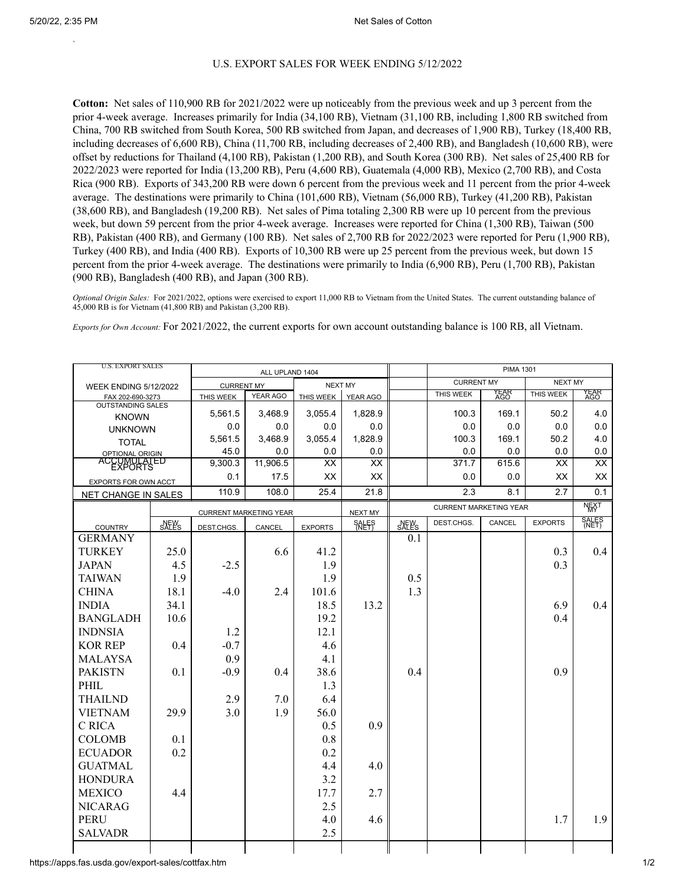U.S. EXPORT SALES FOR WEEK ENDING 5/12/2022

**Cotton:** Net sales of 110,900 RB for 2021/2022 were up noticeably from the previous week and up 3 percent from the prior 4-week average. Increases primarily for India (34,100 RB), Vietnam (31,100 RB, including 1,800 RB switched from China, 700 RB switched from South Korea, 500 RB switched from Japan, and decreases of 1,900 RB), Turkey (18,400 RB, including decreases of 6,600 RB), China (11,700 RB, including decreases of 2,400 RB), and Bangladesh (10,600 RB), were offset by reductions for Thailand (4,100 RB), Pakistan (1,200 RB), and South Korea (300 RB). Net sales of 25,400 RB for 2022/2023 were reported for India (13,200 RB), Peru (4,600 RB), Guatemala (4,000 RB), Mexico (2,700 RB), and Costa Rica (900 RB). Exports of 343,200 RB were down 6 percent from the previous week and 11 percent from the prior 4-week average. The destinations were primarily to China (101,600 RB), Vietnam (56,000 RB), Turkey (41,200 RB), Pakistan (38,600 RB), and Bangladesh (19,200 RB). Net sales of Pima totaling 2,300 RB were up 10 percent from the previous week, but down 59 percent from the prior 4-week average. Increases were reported for China (1,300 RB), Taiwan (500 RB), Pakistan (400 RB), and Germany (100 RB). Net sales of 2,700 RB for 2022/2023 were reported for Peru (1,900 RB), Turkey (400 RB), and India (400 RB). Exports of 10,300 RB were up 25 percent from the previous week, but down 15 percent from the prior 4-week average. The destinations were primarily to India (6,900 RB), Peru (1,700 RB), Pakistan (900 RB), Bangladesh (400 RB), and Japan (300 RB).

*Optional Origin Sales:* For 2021/2022, options were exercised to export 11,000 RB to Vietnam from the United States. The current outstanding balance of 45,000 RB is for Vietnam (41,800 RB) and Pakistan (3,200 RB).

*Exports for Own Account:* For 2021/2022, the current exports for own account outstanding balance is 100 RB, all Vietnam.

| U.S. EXPORT SALES | ALL UPLAND 1404 | | | | PIMA 1301 | | | |
|---|---|---|---|---|---|---|---|---|
| WEEK ENDING 5/12/2022 | CURRENT MY | | NEXT MY | | CURRENT MY | | NEXT MY | |
| FAX 202-690-3273 | THIS WEEK | YEAR AGO | THIS WEEK | YEAR AGO | THIS WEEK | YEAR AGO | THIS WEEK | YEAR AGO |
| OUTSTANDING SALES KNOWN | 5,561.5 | 3,468.9 | 3,055.4 | 1,828.9 | 100.3 | 169.1 | 50.2 | 4.0 |
| UNKNOWN | 0.0 | 0.0 | 0.0 | 0.0 | 0.0 | 0.0 | 0.0 | 0.0 |
| TOTAL | 5,561.5 | 3,468.9 | 3,055.4 | 1,828.9 | 100.3 | 169.1 | 50.2 | 4.0 |
| OPTIONAL ORIGIN | 45.0 | 0.0 | 0.0 | 0.0 | 0.0 | 0.0 | 0.0 | 0.0 |
| ACCUMULATED EXPORTS | 9,300.3 | 11,906.5 | XX | XX | 371.7 | 615.6 | XX | XX |
| EXPORTS FOR OWN ACCT | 0.1 | 17.5 | XX | XX | 0.0 | 0.0 | XX | XX |
| NET CHANGE IN SALES | 110.9 | 108.0 | 25.4 | 21.8 | 2.3 | 8.1 | 2.7 | 0.1 |

| | UPLAND CURRENT MARKETING YEAR | | | | NEXT MY | PIMA CURRENT MARKETING YEAR | | | | NEXT MY |
|---|---|---|---|---|---|---|---|---|---|---|
| COUNTRY | NEW SALES | DEST.CHGS. | CANCEL | EXPORTS | SALES (NET) | NEW SALES | DEST.CHGS. | CANCEL | EXPORTS | SALES (NET) |
| GERMANY | | | | | | 0.1 | | | | |
| TURKEY | 25.0 | | 6.6 | 41.2 | | | | | 0.3 | 0.4 |
| JAPAN | 4.5 | -2.5 | | 1.9 | | | | | 0.3 | |
| TAIWAN | 1.9 | | | 1.9 | | 0.5 | | | | |
| CHINA | 18.1 | -4.0 | 2.4 | 101.6 | | 1.3 | | | | |
| INDIA | 34.1 | | | 18.5 | 13.2 | | | | 6.9 | 0.4 |
| BANGLADH | 10.6 | | | 19.2 | | | | | 0.4 | |
| INDNSIA | | 1.2 | | 12.1 | | | | | | |
| KOR REP | 0.4 | -0.7 | | 4.6 | | | | | | |
| MALAYSA | | 0.9 | | 4.1 | | | | | | |
| PAKISTN | 0.1 | -0.9 | 0.4 | 38.6 | | 0.4 | | | 0.9 | |
| PHIL | | | | 1.3 | | | | | | |
| THAILND | | 2.9 | 7.0 | 6.4 | | | | | | |
| VIETNAM | 29.9 | 3.0 | 1.9 | 56.0 | | | | | | |
| C RICA | | | | 0.5 | 0.9 | | | | | |
| COLOMB | 0.1 | | | 0.8 | | | | | | |
| ECUADOR | 0.2 | | | 0.2 | | | | | | |
| GUATMAL | | | | 4.4 | 4.0 | | | | | |
| HONDURA | | | | 3.2 | | | | | | |
| MEXICO | 4.4 | | | 17.7 | 2.7 | | | | | |
| NICARAG | | | | 2.5 | | | | | | |
| PERU | | | | 4.0 | 4.6 | | | | 1.7 | 1.9 |
| SALVADR | | | | 2.5 | | | | | | |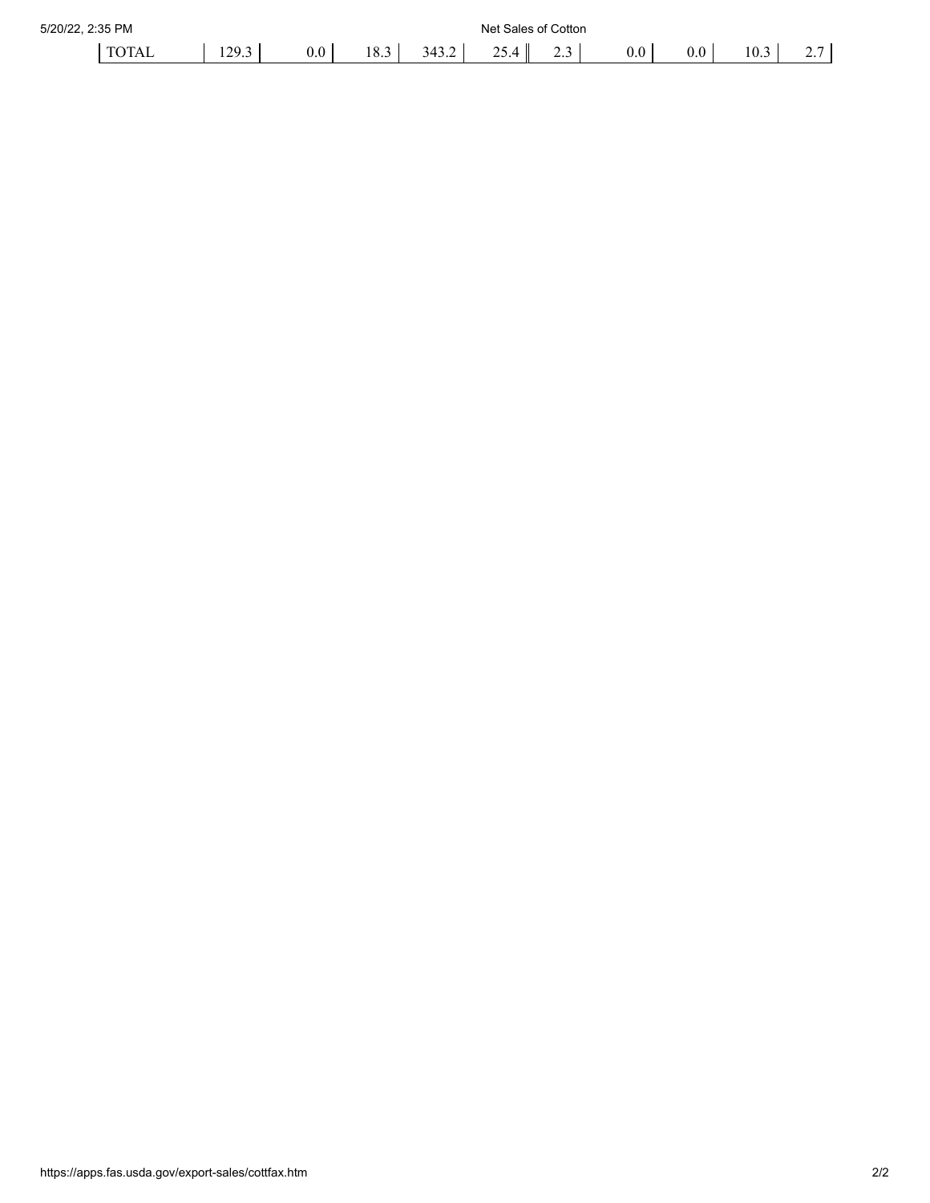| | | | | | | | | | | |
|---|---|---|---|---|---|---|---|---|---|---|
| TOTAL | 129.3 | 0.0 | 18.3 | 343.2 | 25.4 | 2.3 | 0.0 | 0.0 | 10.3 | 2.7 |